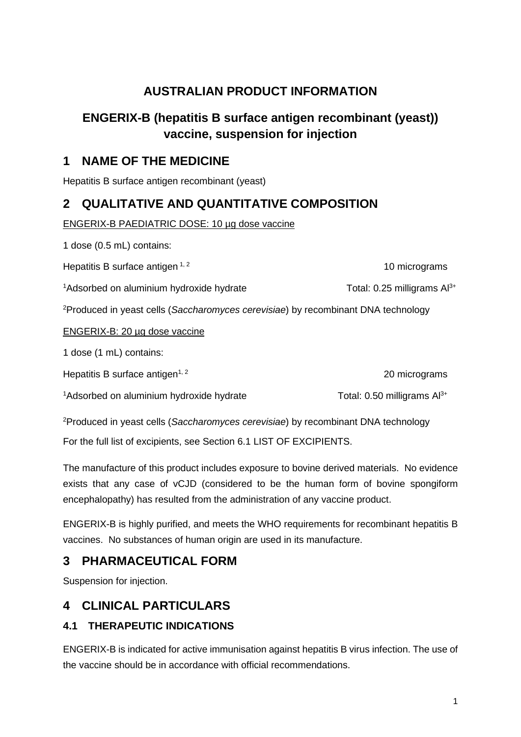# AUSTRALIAN PRODUCT INFORMATION

## ENGERIX-B (hepatitis B surface antigen recombinant (yeast)) vaccine, suspension for injection

## 1 NAME OF THE MEDICINE

Hepatitis B surface antigen recombinant (yeast)

## 2 QUALITATIVE AND QUANTITATIVE COMPOSITION

ENGERIX-B PAEDIATRIC DOSE: 10 µg dose vaccine

1 dose (0.5 mL) contains:

Hepatitis B surface antigen [1, 2] 10 micrograms

[1]Adsorbed on aluminium hydroxide hydrate Total: 0.25 milligrams $Al^{3+}$

[2]Produced in yeast cells (*Saccharomyces cerevisiae*) by recombinant DNA technology

ENGERIX-B: 20 µg dose vaccine

1 dose (1 mL) contains:

Hepatitis B surface antigen[1, 2] 20 micrograms

[1]Adsorbed on aluminium hydroxide hydrate Total: 0.50 milligrams $Al^{3+}$

[2]Produced in yeast cells (*Saccharomyces cerevisiae*) by recombinant DNA technology

For the full list of excipients, see Section 6.1 LIST OF EXCIPIENTS.

The manufacture of this product includes exposure to bovine derived materials. No evidence exists that any case of vCJD (considered to be the human form of bovine spongiform encephalopathy) has resulted from the administration of any vaccine product.

ENGERIX-B is highly purified, and meets the WHO requirements for recombinant hepatitis B vaccines. No substances of human origin are used in its manufacture.

## 3 PHARMACEUTICAL FORM

Suspension for injection.

## 4 CLINICAL PARTICULARS

### 4.1 THERAPEUTIC INDICATIONS

ENGERIX-B is indicated for active immunisation against hepatitis B virus infection. The use of the vaccine should be in accordance with official recommendations.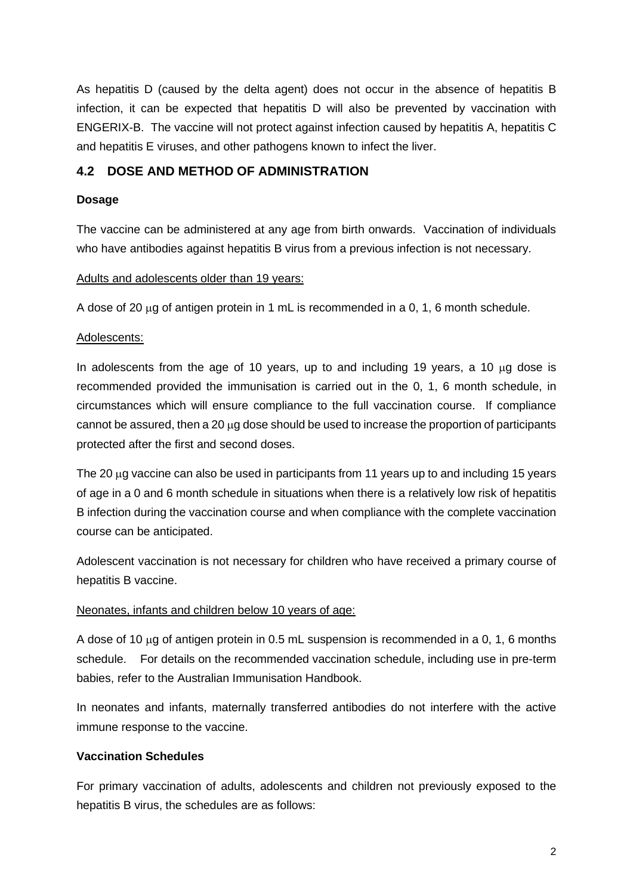As hepatitis D (caused by the delta agent) does not occur in the absence of hepatitis B infection, it can be expected that hepatitis D will also be prevented by vaccination with ENGERIX-B. The vaccine will not protect against infection caused by hepatitis A, hepatitis C and hepatitis E viruses, and other pathogens known to infect the liver.

## 4.2 DOSE AND METHOD OF ADMINISTRATION

**Dosage**

The vaccine can be administered at any age from birth onwards. Vaccination of individuals who have antibodies against hepatitis B virus from a previous infection is not necessary.

Adults and adolescents older than 19 years:

A dose of 20 μg of antigen protein in 1 mL is recommended in a 0, 1, 6 month schedule.

Adolescents:

In adolescents from the age of 10 years, up to and including 19 years, a 10 μg dose is recommended provided the immunisation is carried out in the 0, 1, 6 month schedule, in circumstances which will ensure compliance to the full vaccination course. If compliance cannot be assured, then a 20 μg dose should be used to increase the proportion of participants protected after the first and second doses.

The 20 μg vaccine can also be used in participants from 11 years up to and including 15 years of age in a 0 and 6 month schedule in situations when there is a relatively low risk of hepatitis B infection during the vaccination course and when compliance with the complete vaccination course can be anticipated.

Adolescent vaccination is not necessary for children who have received a primary course of hepatitis B vaccine.

Neonates, infants and children below 10 years of age:

A dose of 10 μg of antigen protein in 0.5 mL suspension is recommended in a 0, 1, 6 months schedule. For details on the recommended vaccination schedule, including use in pre-term babies, refer to the Australian Immunisation Handbook.

In neonates and infants, maternally transferred antibodies do not interfere with the active immune response to the vaccine.

**Vaccination Schedules**

For primary vaccination of adults, adolescents and children not previously exposed to the hepatitis B virus, the schedules are as follows: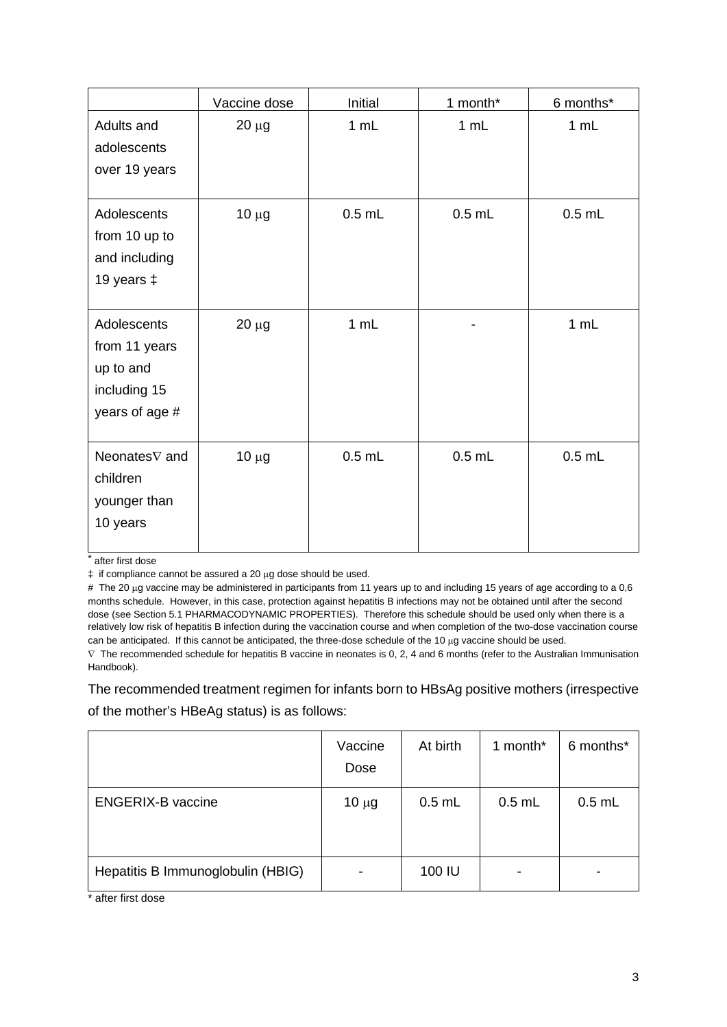| | Vaccine dose | Initial | 1 month* | 6 months* |
|---|---|---|---|---|
| Adults and adolescents over 19 years | 20 μg | 1 mL | 1 mL | 1 mL |
| Adolescents from 10 up to and including 19 years ‡ | 10 μg | 0.5 mL | 0.5 mL | 0.5 mL |
| Adolescents from 11 years up to and including 15 years of age # | 20 μg | 1 mL | - | 1 mL |
| Neonates∇ and children younger than 10 years | 10 μg | 0.5 mL | 0.5 mL | 0.5 mL |

* after first dose

‡ if compliance cannot be assured a 20 μg dose should be used.

# The 20 μg vaccine may be administered in participants from 11 years up to and including 15 years of age according to a 0,6 months schedule. However, in this case, protection against hepatitis B infections may not be obtained until after the second dose (see Section 5.1 PHARMACODYNAMIC PROPERTIES). Therefore this schedule should be used only when there is a relatively low risk of hepatitis B infection during the vaccination course and when completion of the two-dose vaccination course can be anticipated. If this cannot be anticipated, the three-dose schedule of the 10 μg vaccine should be used.

∇ The recommended schedule for hepatitis B vaccine in neonates is 0, 2, 4 and 6 months (refer to the Australian Immunisation Handbook).

The recommended treatment regimen for infants born to HBsAg positive mothers (irrespective of the mother's HBeAg status) is as follows:

| | Vaccine Dose | At birth | 1 month* | 6 months* |
|---|---|---|---|---|
| ENGERIX-B vaccine | 10 μg | 0.5 mL | 0.5 mL | 0.5 mL |
| Hepatitis B Immunoglobulin (HBIG) | - | 100 IU | - | - |

* after first dose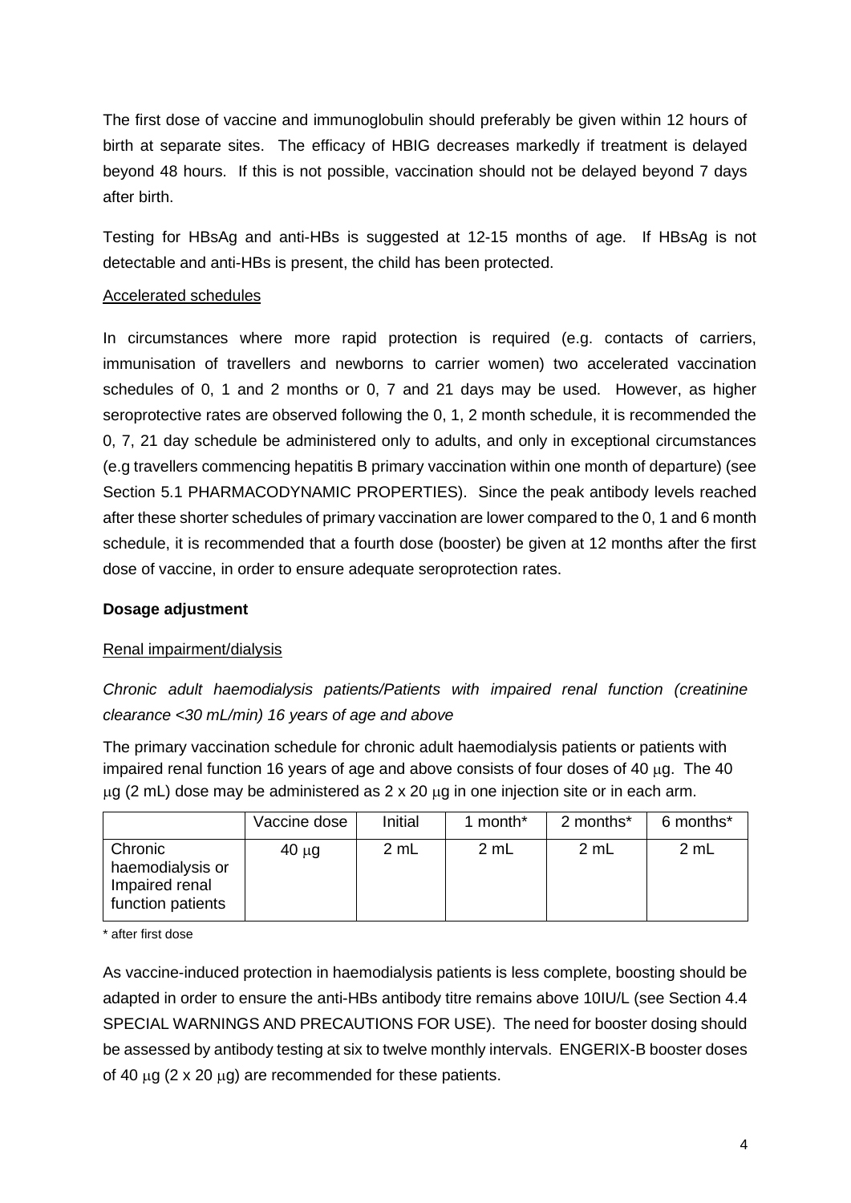The first dose of vaccine and immunoglobulin should preferably be given within 12 hours of birth at separate sites. The efficacy of HBIG decreases markedly if treatment is delayed beyond 48 hours. If this is not possible, vaccination should not be delayed beyond 7 days after birth.

Testing for HBsAg and anti-HBs is suggested at 12-15 months of age. If HBsAg is not detectable and anti-HBs is present, the child has been protected.

<u>Accelerated schedules</u>

In circumstances where more rapid protection is required (e.g. contacts of carriers, immunisation of travellers and newborns to carrier women) two accelerated vaccination schedules of 0, 1 and 2 months or 0, 7 and 21 days may be used. However, as higher seroprotective rates are observed following the 0, 1, 2 month schedule, it is recommended the 0, 7, 21 day schedule be administered only to adults, and only in exceptional circumstances (e.g travellers commencing hepatitis B primary vaccination within one month of departure) (see Section 5.1 PHARMACODYNAMIC PROPERTIES). Since the peak antibody levels reached after these shorter schedules of primary vaccination are lower compared to the 0, 1 and 6 month schedule, it is recommended that a fourth dose (booster) be given at 12 months after the first dose of vaccine, in order to ensure adequate seroprotection rates.

**Dosage adjustment**

<u>Renal impairment/dialysis</u>

*Chronic adult haemodialysis patients/Patients with impaired renal function (creatinine clearance <30 mL/min) 16 years of age and above*

The primary vaccination schedule for chronic adult haemodialysis patients or patients with impaired renal function 16 years of age and above consists of four doses of 40 μg. The 40 μg (2 mL) dose may be administered as 2 x 20 μg in one injection site or in each arm.

| | Vaccine dose | Initial | 1 month* | 2 months* | 6 months* |
|---|---|---|---|---|---|
| Chronic haemodialysis or Impaired renal function patients | 40 μg | 2 mL | 2 mL | 2 mL | 2 mL |

\* after first dose

As vaccine-induced protection in haemodialysis patients is less complete, boosting should be adapted in order to ensure the anti-HBs antibody titre remains above 10IU/L (see Section 4.4 SPECIAL WARNINGS AND PRECAUTIONS FOR USE). The need for booster dosing should be assessed by antibody testing at six to twelve monthly intervals. ENGERIX-B booster doses of 40 μg (2 x 20 μg) are recommended for these patients.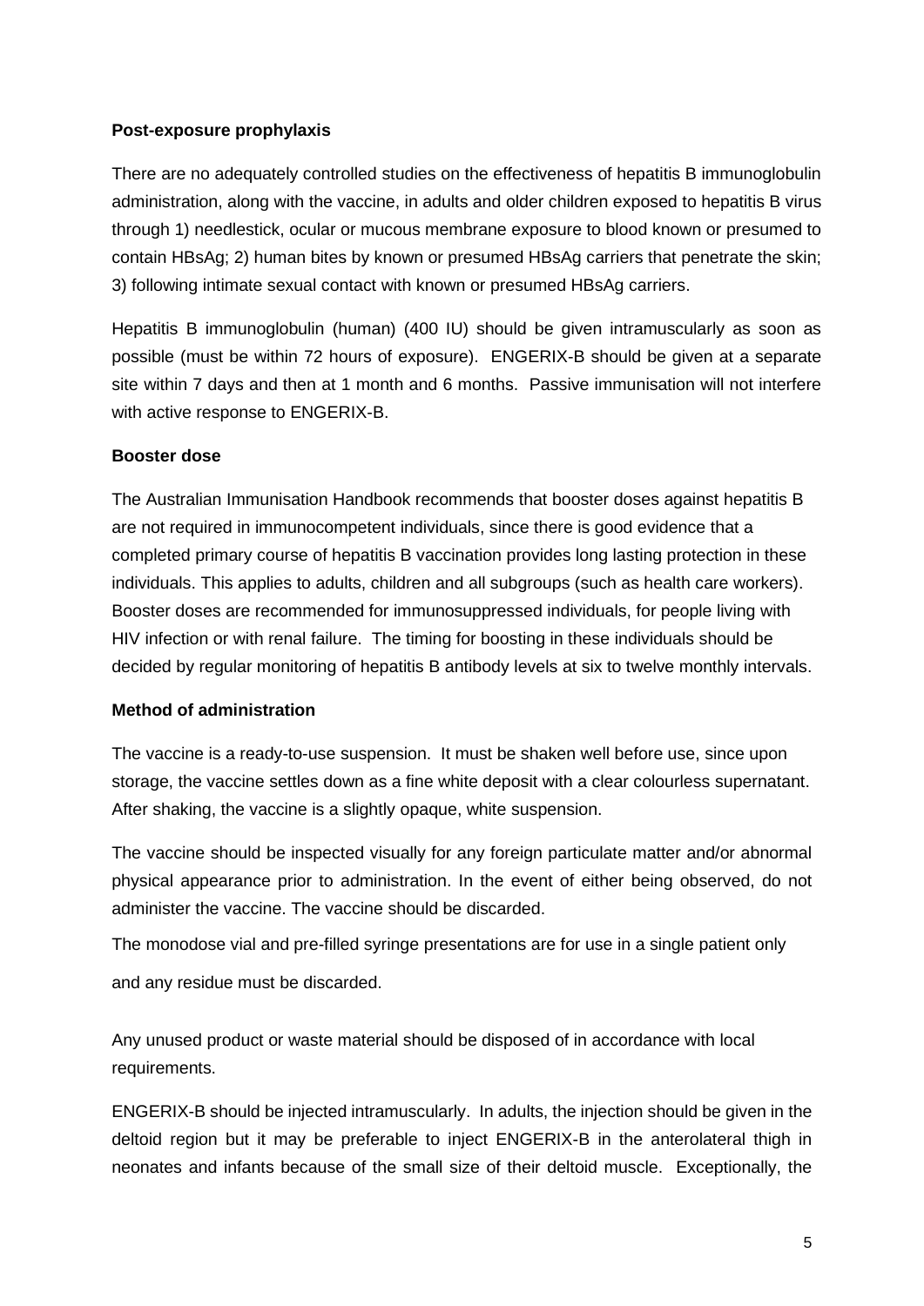**Post-exposure prophylaxis**

There are no adequately controlled studies on the effectiveness of hepatitis B immunoglobulin administration, along with the vaccine, in adults and older children exposed to hepatitis B virus through 1) needlestick, ocular or mucous membrane exposure to blood known or presumed to contain HBsAg; 2) human bites by known or presumed HBsAg carriers that penetrate the skin; 3) following intimate sexual contact with known or presumed HBsAg carriers.

Hepatitis B immunoglobulin (human) (400 IU) should be given intramuscularly as soon as possible (must be within 72 hours of exposure). ENGERIX-B should be given at a separate site within 7 days and then at 1 month and 6 months. Passive immunisation will not interfere with active response to ENGERIX-B.

**Booster dose**

The Australian Immunisation Handbook recommends that booster doses against hepatitis B are not required in immunocompetent individuals, since there is good evidence that a completed primary course of hepatitis B vaccination provides long lasting protection in these individuals. This applies to adults, children and all subgroups (such as health care workers). Booster doses are recommended for immunosuppressed individuals, for people living with HIV infection or with renal failure. The timing for boosting in these individuals should be decided by regular monitoring of hepatitis B antibody levels at six to twelve monthly intervals.

**Method of administration**

The vaccine is a ready-to-use suspension. It must be shaken well before use, since upon storage, the vaccine settles down as a fine white deposit with a clear colourless supernatant. After shaking, the vaccine is a slightly opaque, white suspension.

The vaccine should be inspected visually for any foreign particulate matter and/or abnormal physical appearance prior to administration. In the event of either being observed, do not administer the vaccine. The vaccine should be discarded.

The monodose vial and pre-filled syringe presentations are for use in a single patient only and any residue must be discarded.

Any unused product or waste material should be disposed of in accordance with local requirements.

ENGERIX-B should be injected intramuscularly. In adults, the injection should be given in the deltoid region but it may be preferable to inject ENGERIX-B in the anterolateral thigh in neonates and infants because of the small size of their deltoid muscle. Exceptionally, the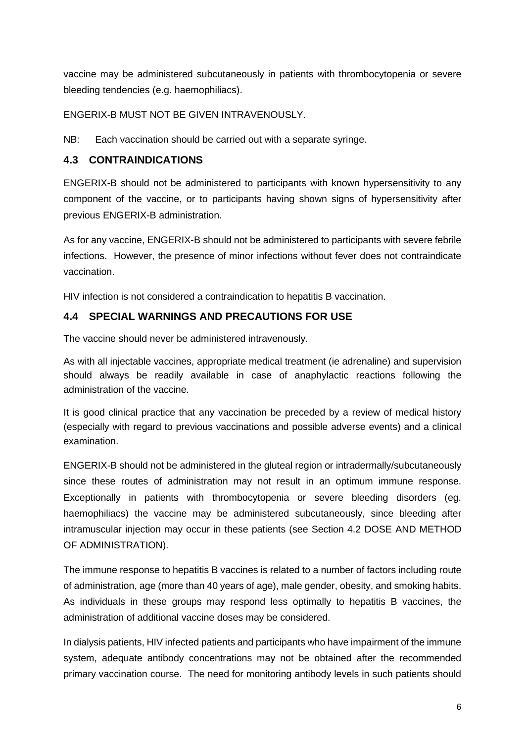vaccine may be administered subcutaneously in patients with thrombocytopenia or severe bleeding tendencies (e.g. haemophiliacs).

ENGERIX-B MUST NOT BE GIVEN INTRAVENOUSLY.

NB: Each vaccination should be carried out with a separate syringe.

## 4.3 CONTRAINDICATIONS

ENGERIX-B should not be administered to participants with known hypersensitivity to any component of the vaccine, or to participants having shown signs of hypersensitivity after previous ENGERIX-B administration.

As for any vaccine, ENGERIX-B should not be administered to participants with severe febrile infections. However, the presence of minor infections without fever does not contraindicate vaccination.

HIV infection is not considered a contraindication to hepatitis B vaccination.

## 4.4 SPECIAL WARNINGS AND PRECAUTIONS FOR USE

The vaccine should never be administered intravenously.

As with all injectable vaccines, appropriate medical treatment (ie adrenaline) and supervision should always be readily available in case of anaphylactic reactions following the administration of the vaccine.

It is good clinical practice that any vaccination be preceded by a review of medical history (especially with regard to previous vaccinations and possible adverse events) and a clinical examination.

ENGERIX-B should not be administered in the gluteal region or intradermally/subcutaneously since these routes of administration may not result in an optimum immune response. Exceptionally in patients with thrombocytopenia or severe bleeding disorders (eg. haemophiliacs) the vaccine may be administered subcutaneously, since bleeding after intramuscular injection may occur in these patients (see Section 4.2 DOSE AND METHOD OF ADMINISTRATION).

The immune response to hepatitis B vaccines is related to a number of factors including route of administration, age (more than 40 years of age), male gender, obesity, and smoking habits. As individuals in these groups may respond less optimally to hepatitis B vaccines, the administration of additional vaccine doses may be considered.

In dialysis patients, HIV infected patients and participants who have impairment of the immune system, adequate antibody concentrations may not be obtained after the recommended primary vaccination course. The need for monitoring antibody levels in such patients should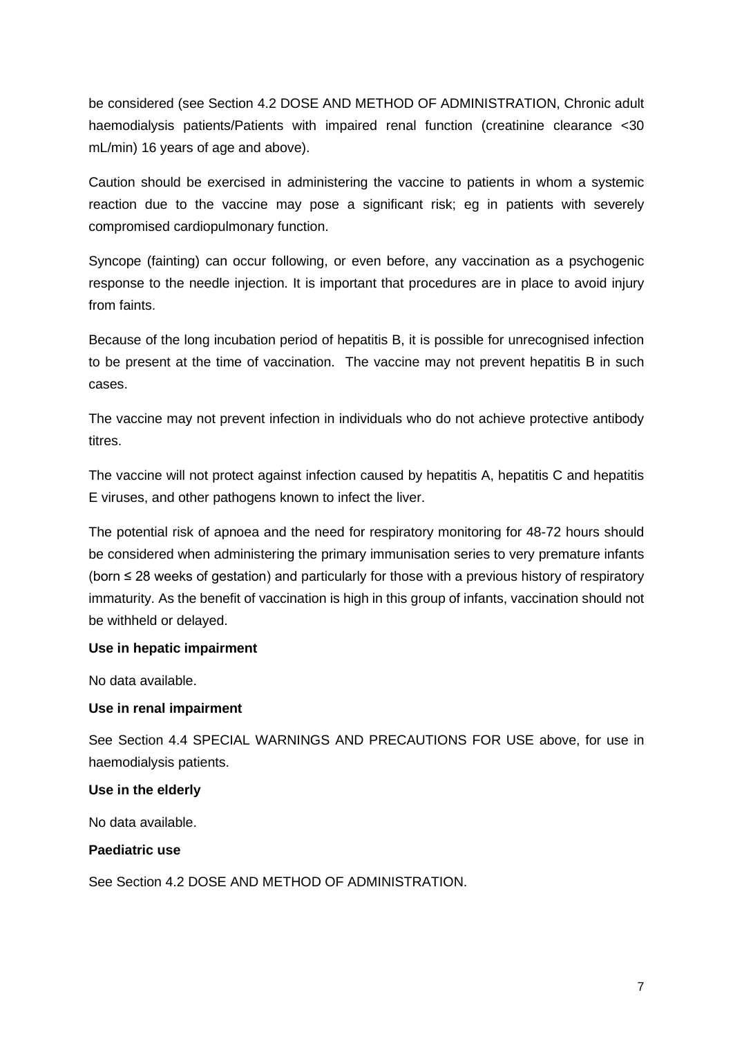be considered (see Section 4.2 DOSE AND METHOD OF ADMINISTRATION, Chronic adult haemodialysis patients/Patients with impaired renal function (creatinine clearance <30 mL/min) 16 years of age and above).

Caution should be exercised in administering the vaccine to patients in whom a systemic reaction due to the vaccine may pose a significant risk; eg in patients with severely compromised cardiopulmonary function.

Syncope (fainting) can occur following, or even before, any vaccination as a psychogenic response to the needle injection. It is important that procedures are in place to avoid injury from faints.

Because of the long incubation period of hepatitis B, it is possible for unrecognised infection to be present at the time of vaccination. The vaccine may not prevent hepatitis B in such cases.

The vaccine may not prevent infection in individuals who do not achieve protective antibody titres.

The vaccine will not protect against infection caused by hepatitis A, hepatitis C and hepatitis E viruses, and other pathogens known to infect the liver.

The potential risk of apnoea and the need for respiratory monitoring for 48-72 hours should be considered when administering the primary immunisation series to very premature infants (born ≤ 28 weeks of gestation) and particularly for those with a previous history of respiratory immaturity. As the benefit of vaccination is high in this group of infants, vaccination should not be withheld or delayed.

**Use in hepatic impairment**

No data available.

**Use in renal impairment**

See Section 4.4 SPECIAL WARNINGS AND PRECAUTIONS FOR USE above, for use in haemodialysis patients.

**Use in the elderly**

No data available.

**Paediatric use**

See Section 4.2 DOSE AND METHOD OF ADMINISTRATION.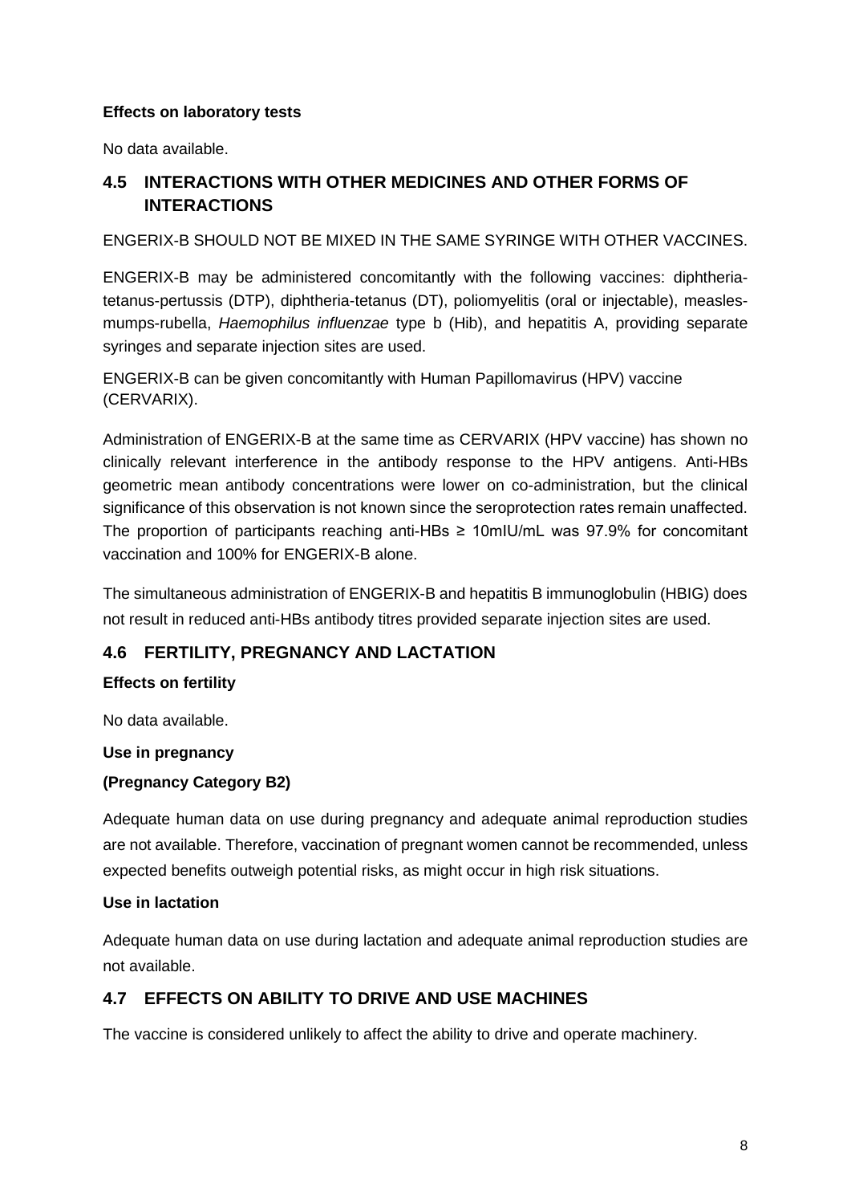**Effects on laboratory tests**

No data available.

## 4.5 INTERACTIONS WITH OTHER MEDICINES AND OTHER FORMS OF INTERACTIONS

ENGERIX-B SHOULD NOT BE MIXED IN THE SAME SYRINGE WITH OTHER VACCINES.

ENGERIX-B may be administered concomitantly with the following vaccines: diphtheria-tetanus-pertussis (DTP), diphtheria-tetanus (DT), poliomyelitis (oral or injectable), measles-mumps-rubella, *Haemophilus influenzae* type b (Hib), and hepatitis A, providing separate syringes and separate injection sites are used.

ENGERIX-B can be given concomitantly with Human Papillomavirus (HPV) vaccine (CERVARIX).

Administration of ENGERIX-B at the same time as CERVARIX (HPV vaccine) has shown no clinically relevant interference in the antibody response to the HPV antigens. Anti-HBs geometric mean antibody concentrations were lower on co-administration, but the clinical significance of this observation is not known since the seroprotection rates remain unaffected. The proportion of participants reaching anti-HBs ≥ 10mIU/mL was 97.9% for concomitant vaccination and 100% for ENGERIX-B alone.

The simultaneous administration of ENGERIX-B and hepatitis B immunoglobulin (HBIG) does not result in reduced anti-HBs antibody titres provided separate injection sites are used.

## 4.6 FERTILITY, PREGNANCY AND LACTATION

**Effects on fertility**

No data available.

**Use in pregnancy**

**(Pregnancy Category B2)**

Adequate human data on use during pregnancy and adequate animal reproduction studies are not available. Therefore, vaccination of pregnant women cannot be recommended, unless expected benefits outweigh potential risks, as might occur in high risk situations.

**Use in lactation**

Adequate human data on use during lactation and adequate animal reproduction studies are not available.

## 4.7 EFFECTS ON ABILITY TO DRIVE AND USE MACHINES

The vaccine is considered unlikely to affect the ability to drive and operate machinery.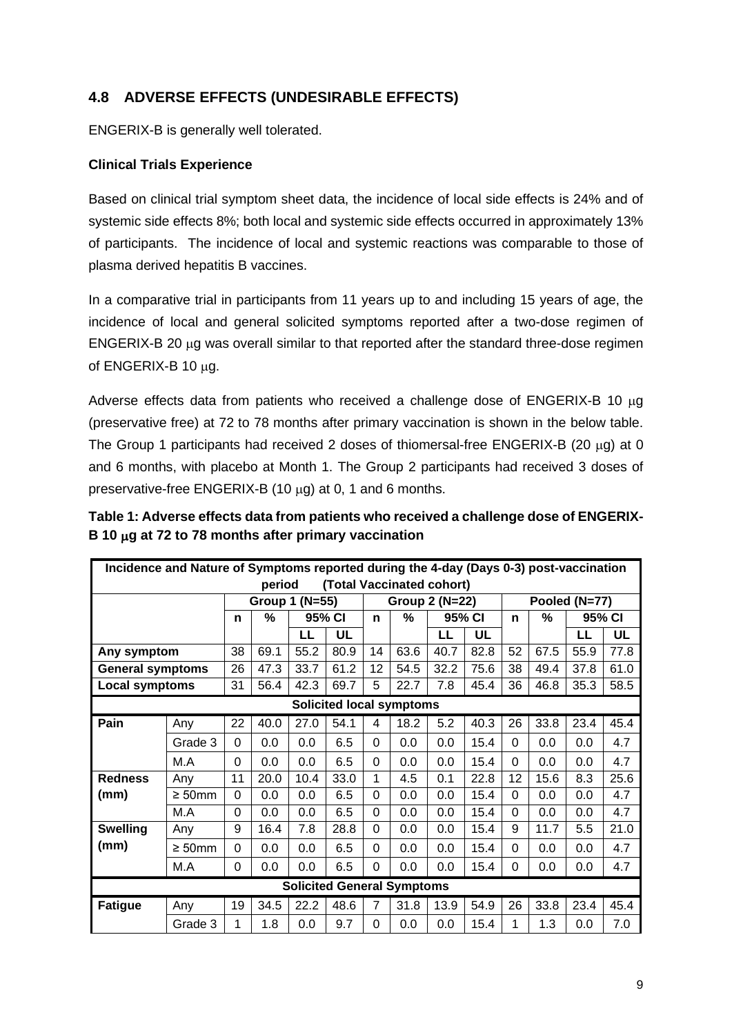## 4.8 ADVERSE EFFECTS (UNDESIRABLE EFFECTS)

ENGERIX-B is generally well tolerated.

### Clinical Trials Experience

Based on clinical trial symptom sheet data, the incidence of local side effects is 24% and of systemic side effects 8%; both local and systemic side effects occurred in approximately 13% of participants. The incidence of local and systemic reactions was comparable to those of plasma derived hepatitis B vaccines.

In a comparative trial in participants from 11 years up to and including 15 years of age, the incidence of local and general solicited symptoms reported after a two-dose regimen of ENGERIX-B 20 μg was overall similar to that reported after the standard three-dose regimen of ENGERIX-B 10 μg.

Adverse effects data from patients who received a challenge dose of ENGERIX-B 10 μg (preservative free) at 72 to 78 months after primary vaccination is shown in the below table. The Group 1 participants had received 2 doses of thiomersal-free ENGERIX-B (20 μg) at 0 and 6 months, with placebo at Month 1. The Group 2 participants had received 3 doses of preservative-free ENGERIX-B (10 μg) at 0, 1 and 6 months.

**Table 1: Adverse effects data from patients who received a challenge dose of ENGERIX-B 10 μg at 72 to 78 months after primary vaccination**

| Incidence and Nature of Symptoms reported during the 4-day (Days 0-3) post-vaccination period (Total Vaccinated cohort) | | | | | | | | | | | | | |
|---|---|---|---|---|---|---|---|---|---|---|---|---|---|
| | | Group 1 (N=55) | | | | Group 2 (N=22) | | | | Pooled (N=77) | | | |
| | | n | % | 95% CI | | n | % | 95% CI | | n | % | 95% CI | |
| | | | | LL | UL | | | LL | UL | | | LL | UL |
| **Any symptom** | | 38 | 69.1 | 55.2 | 80.9 | 14 | 63.6 | 40.7 | 82.8 | 52 | 67.5 | 55.9 | 77.8 |
| **General symptoms** | | 26 | 47.3 | 33.7 | 61.2 | 12 | 54.5 | 32.2 | 75.6 | 38 | 49.4 | 37.8 | 61.0 |
| **Local symptoms** | | 31 | 56.4 | 42.3 | 69.7 | 5 | 22.7 | 7.8 | 45.4 | 36 | 46.8 | 35.3 | 58.5 |
| **Solicited local symptoms** | | | | | | | | | | | | | |
| **Pain** | Any | 22 | 40.0 | 27.0 | 54.1 | 4 | 18.2 | 5.2 | 40.3 | 26 | 33.8 | 23.4 | 45.4 |
| | Grade 3 | 0 | 0.0 | 0.0 | 6.5 | 0 | 0.0 | 0.0 | 15.4 | 0 | 0.0 | 0.0 | 4.7 |
| | M.A | 0 | 0.0 | 0.0 | 6.5 | 0 | 0.0 | 0.0 | 15.4 | 0 | 0.0 | 0.0 | 4.7 |
| **Redness (mm)** | Any | 11 | 20.0 | 10.4 | 33.0 | 1 | 4.5 | 0.1 | 22.8 | 12 | 15.6 | 8.3 | 25.6 |
| | ≥ 50mm | 0 | 0.0 | 0.0 | 6.5 | 0 | 0.0 | 0.0 | 15.4 | 0 | 0.0 | 0.0 | 4.7 |
| | M.A | 0 | 0.0 | 0.0 | 6.5 | 0 | 0.0 | 0.0 | 15.4 | 0 | 0.0 | 0.0 | 4.7 |
| **Swelling (mm)** | Any | 9 | 16.4 | 7.8 | 28.8 | 0 | 0.0 | 0.0 | 15.4 | 9 | 11.7 | 5.5 | 21.0 |
| | ≥ 50mm | 0 | 0.0 | 0.0 | 6.5 | 0 | 0.0 | 0.0 | 15.4 | 0 | 0.0 | 0.0 | 4.7 |
| | M.A | 0 | 0.0 | 0.0 | 6.5 | 0 | 0.0 | 0.0 | 15.4 | 0 | 0.0 | 0.0 | 4.7 |
| **Solicited General Symptoms** | | | | | | | | | | | | | |
| **Fatigue** | Any | 19 | 34.5 | 22.2 | 48.6 | 7 | 31.8 | 13.9 | 54.9 | 26 | 33.8 | 23.4 | 45.4 |
| | Grade 3 | 1 | 1.8 | 0.0 | 9.7 | 0 | 0.0 | 0.0 | 15.4 | 1 | 1.3 | 0.0 | 7.0 |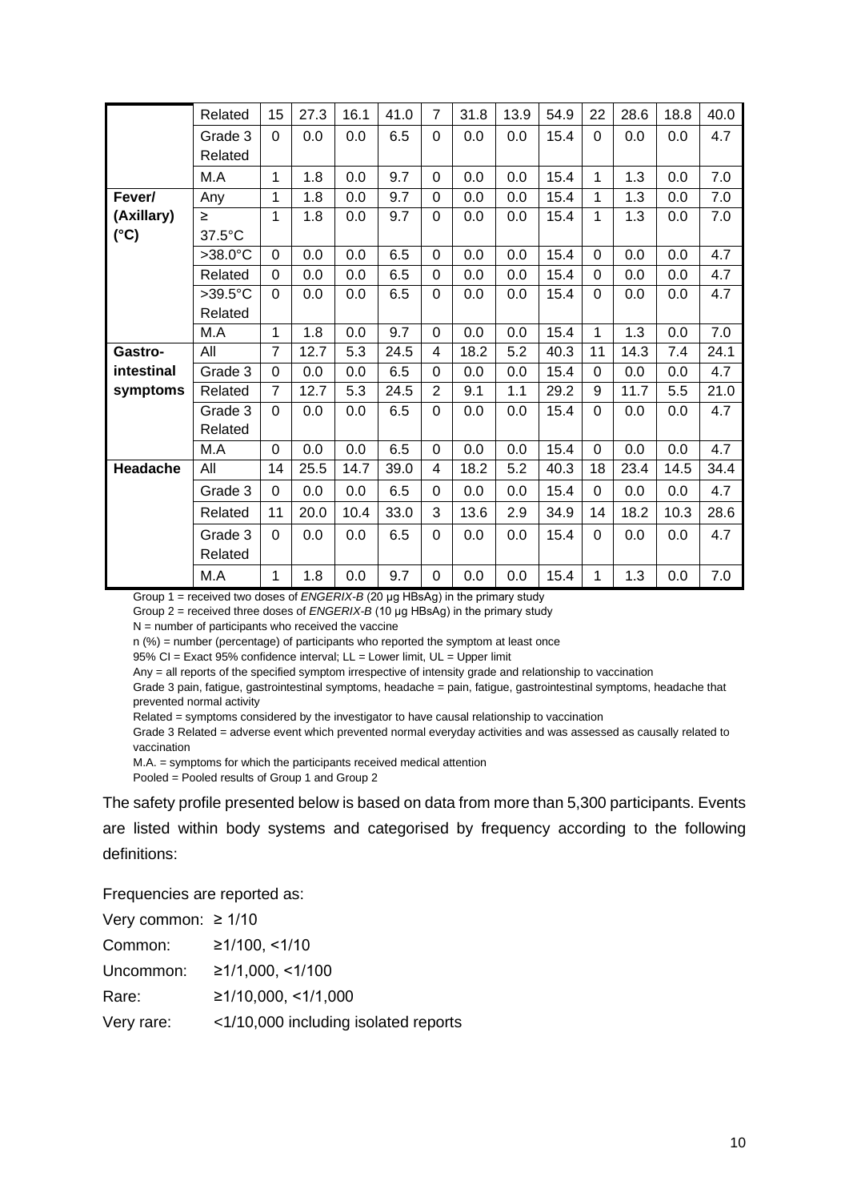| | Related | 15 | 27.3 | 16.1 | 41.0 | 7 | 31.8 | 13.9 | 54.9 | 22 | 28.6 | 18.8 | 40.0 |
|---|---|---|---|---|---|---|---|---|---|---|---|---|---|
| | Grade 3 Related | 0 | 0.0 | 0.0 | 6.5 | 0 | 0.0 | 0.0 | 15.4 | 0 | 0.0 | 0.0 | 4.7 |
| | M.A | 1 | 1.8 | 0.0 | 9.7 | 0 | 0.0 | 0.0 | 15.4 | 1 | 1.3 | 0.0 | 7.0 |
| **Fever/ (Axillary) (°C)** | Any | 1 | 1.8 | 0.0 | 9.7 | 0 | 0.0 | 0.0 | 15.4 | 1 | 1.3 | 0.0 | 7.0 |
| | ≥ 37.5°C | 1 | 1.8 | 0.0 | 9.7 | 0 | 0.0 | 0.0 | 15.4 | 1 | 1.3 | 0.0 | 7.0 |
| | >38.0°C | 0 | 0.0 | 0.0 | 6.5 | 0 | 0.0 | 0.0 | 15.4 | 0 | 0.0 | 0.0 | 4.7 |
| | Related | 0 | 0.0 | 0.0 | 6.5 | 0 | 0.0 | 0.0 | 15.4 | 0 | 0.0 | 0.0 | 4.7 |
| | >39.5°C Related | 0 | 0.0 | 0.0 | 6.5 | 0 | 0.0 | 0.0 | 15.4 | 0 | 0.0 | 0.0 | 4.7 |
| | M.A | 1 | 1.8 | 0.0 | 9.7 | 0 | 0.0 | 0.0 | 15.4 | 1 | 1.3 | 0.0 | 7.0 |
| **Gastro-intestinal symptoms** | All | 7 | 12.7 | 5.3 | 24.5 | 4 | 18.2 | 5.2 | 40.3 | 11 | 14.3 | 7.4 | 24.1 |
| | Grade 3 | 0 | 0.0 | 0.0 | 6.5 | 0 | 0.0 | 0.0 | 15.4 | 0 | 0.0 | 0.0 | 4.7 |
| | Related | 7 | 12.7 | 5.3 | 24.5 | 2 | 9.1 | 1.1 | 29.2 | 9 | 11.7 | 5.5 | 21.0 |
| | Grade 3 Related | 0 | 0.0 | 0.0 | 6.5 | 0 | 0.0 | 0.0 | 15.4 | 0 | 0.0 | 0.0 | 4.7 |
| | M.A | 0 | 0.0 | 0.0 | 6.5 | 0 | 0.0 | 0.0 | 15.4 | 0 | 0.0 | 0.0 | 4.7 |
| **Headache** | All | 14 | 25.5 | 14.7 | 39.0 | 4 | 18.2 | 5.2 | 40.3 | 18 | 23.4 | 14.5 | 34.4 |
| | Grade 3 | 0 | 0.0 | 0.0 | 6.5 | 0 | 0.0 | 0.0 | 15.4 | 0 | 0.0 | 0.0 | 4.7 |
| | Related | 11 | 20.0 | 10.4 | 33.0 | 3 | 13.6 | 2.9 | 34.9 | 14 | 18.2 | 10.3 | 28.6 |
| | Grade 3 Related | 0 | 0.0 | 0.0 | 6.5 | 0 | 0.0 | 0.0 | 15.4 | 0 | 0.0 | 0.0 | 4.7 |
| | M.A | 1 | 1.8 | 0.0 | 9.7 | 0 | 0.0 | 0.0 | 15.4 | 1 | 1.3 | 0.0 | 7.0 |

Group 1 = received two doses of *ENGERIX-B* (20 µg HBsAg) in the primary study

Group 2 = received three doses of *ENGERIX-B* (10 µg HBsAg) in the primary study

N = number of participants who received the vaccine

n (%) = number (percentage) of participants who reported the symptom at least once

95% CI = Exact 95% confidence interval; LL = Lower limit, UL = Upper limit

Any = all reports of the specified symptom irrespective of intensity grade and relationship to vaccination

Grade 3 pain, fatigue, gastrointestinal symptoms, headache = pain, fatigue, gastrointestinal symptoms, headache that prevented normal activity

Related = symptoms considered by the investigator to have causal relationship to vaccination

Grade 3 Related = adverse event which prevented normal everyday activities and was assessed as causally related to vaccination

M.A. = symptoms for which the participants received medical attention

Pooled = Pooled results of Group 1 and Group 2

The safety profile presented below is based on data from more than 5,300 participants. Events are listed within body systems and categorised by frequency according to the following definitions:

Frequencies are reported as:

Very common: ≥ 1/10

Common: ≥1/100, <1/10

Uncommon: ≥1/1,000, <1/100

Rare: ≥1/10,000, <1/1,000

Very rare: <1/10,000 including isolated reports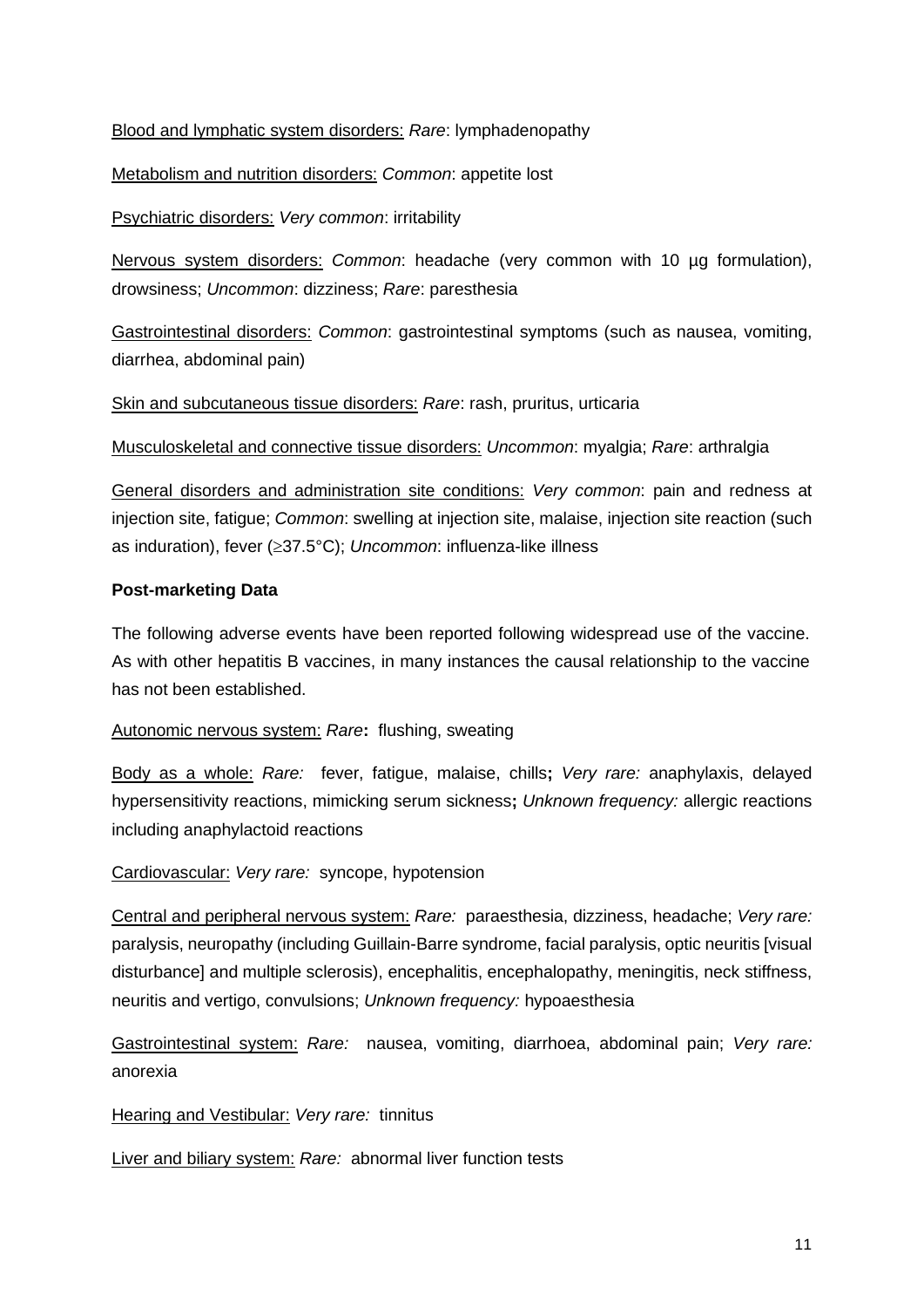<u>Blood and lymphatic system disorders:</u> *Rare*: lymphadenopathy

<u>Metabolism and nutrition disorders:</u> *Common*: appetite lost

<u>Psychiatric disorders:</u> *Very common*: irritability

<u>Nervous system disorders:</u> *Common*: headache (very common with 10 µg formulation), drowsiness; *Uncommon*: dizziness; *Rare*: paresthesia

<u>Gastrointestinal disorders:</u> *Common*: gastrointestinal symptoms (such as nausea, vomiting, diarrhea, abdominal pain)

<u>Skin and subcutaneous tissue disorders:</u> *Rare*: rash, pruritus, urticaria

<u>Musculoskeletal and connective tissue disorders:</u> *Uncommon*: myalgia; *Rare*: arthralgia

<u>General disorders and administration site conditions:</u> *Very common*: pain and redness at injection site, fatigue; *Common*: swelling at injection site, malaise, injection site reaction (such as induration), fever (≥37.5°C); *Uncommon*: influenza-like illness

**Post-marketing Data**

The following adverse events have been reported following widespread use of the vaccine. As with other hepatitis B vaccines, in many instances the causal relationship to the vaccine has not been established.

<u>Autonomic nervous system:</u> *Rare***:** flushing, sweating

<u>Body as a whole:</u> *Rare:* fever, fatigue, malaise, chills**;** *Very rare:* anaphylaxis, delayed hypersensitivity reactions, mimicking serum sickness**;** *Unknown frequency:* allergic reactions including anaphylactoid reactions

<u>Cardiovascular:</u> *Very rare:* syncope, hypotension

<u>Central and peripheral nervous system:</u> *Rare:* paraesthesia, dizziness, headache; *Very rare:* paralysis, neuropathy (including Guillain-Barre syndrome, facial paralysis, optic neuritis [visual disturbance] and multiple sclerosis), encephalitis, encephalopathy, meningitis, neck stiffness, neuritis and vertigo, convulsions; *Unknown frequency:* hypoaesthesia

<u>Gastrointestinal system:</u> *Rare:* nausea, vomiting, diarrhoea, abdominal pain; *Very rare:* anorexia

<u>Hearing and Vestibular:</u> *Very rare:* tinnitus

<u>Liver and biliary system:</u> *Rare:* abnormal liver function tests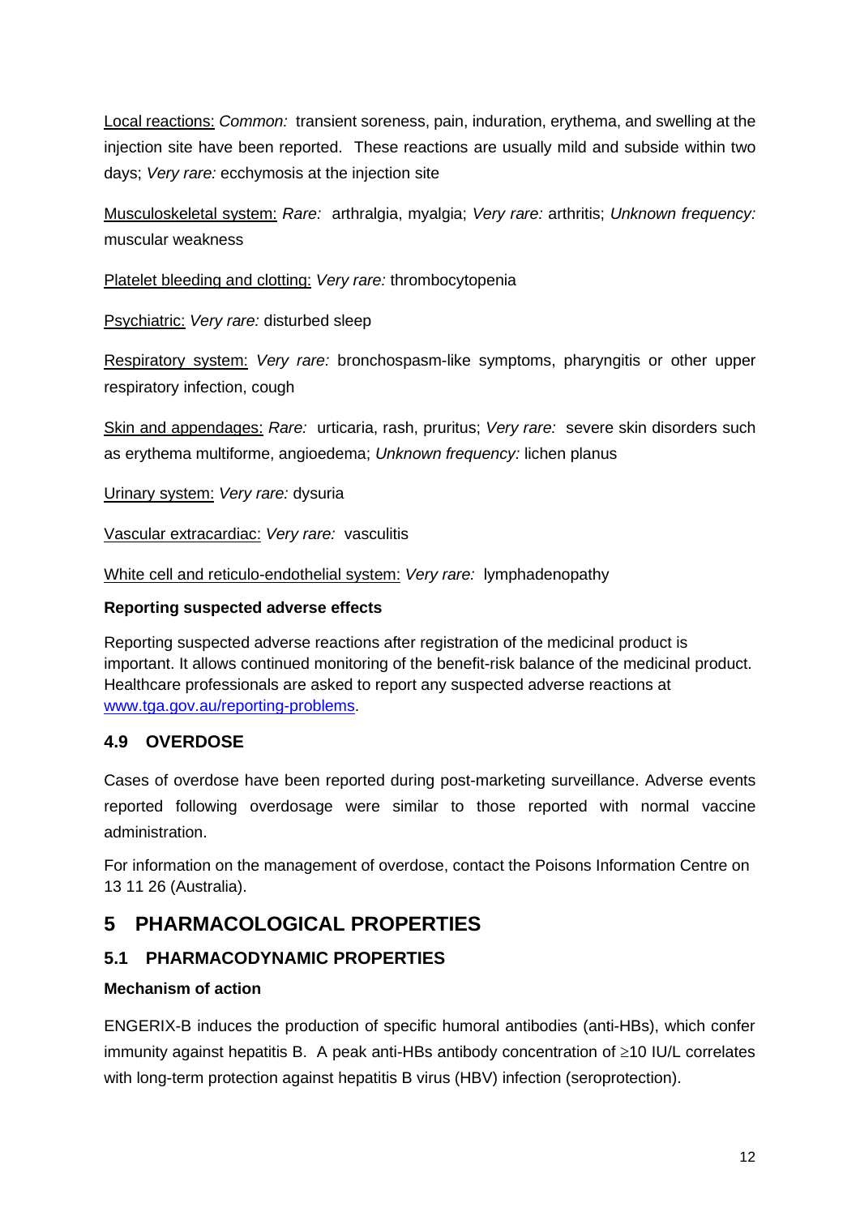<u>Local reactions:</u> *Common:* transient soreness, pain, induration, erythema, and swelling at the injection site have been reported. These reactions are usually mild and subside within two days; *Very rare:* ecchymosis at the injection site

<u>Musculoskeletal system:</u> *Rare:* arthralgia, myalgia; *Very rare:* arthritis; *Unknown frequency:* muscular weakness

<u>Platelet bleeding and clotting:</u> *Very rare:* thrombocytopenia

<u>Psychiatric:</u> *Very rare:* disturbed sleep

<u>Respiratory system:</u> *Very rare:* bronchospasm-like symptoms, pharyngitis or other upper respiratory infection, cough

<u>Skin and appendages:</u> *Rare:* urticaria, rash, pruritus; *Very rare:* severe skin disorders such as erythema multiforme, angioedema; *Unknown frequency:* lichen planus

<u>Urinary system:</u> *Very rare:* dysuria

<u>Vascular extracardiac:</u> *Very rare:* vasculitis

<u>White cell and reticulo-endothelial system:</u> *Very rare:* lymphadenopathy

**Reporting suspected adverse effects**

Reporting suspected adverse reactions after registration of the medicinal product is important. It allows continued monitoring of the benefit-risk balance of the medicinal product. Healthcare professionals are asked to report any suspected adverse reactions at www.tga.gov.au/reporting-problems.

### 4.9 OVERDOSE

Cases of overdose have been reported during post-marketing surveillance. Adverse events reported following overdosage were similar to those reported with normal vaccine administration.

For information on the management of overdose, contact the Poisons Information Centre on 13 11 26 (Australia).

## 5 PHARMACOLOGICAL PROPERTIES

### 5.1 PHARMACODYNAMIC PROPERTIES

**Mechanism of action**

ENGERIX-B induces the production of specific humoral antibodies (anti-HBs), which confer immunity against hepatitis B. A peak anti-HBs antibody concentration of $\geq$10 IU/L correlates with long-term protection against hepatitis B virus (HBV) infection (seroprotection).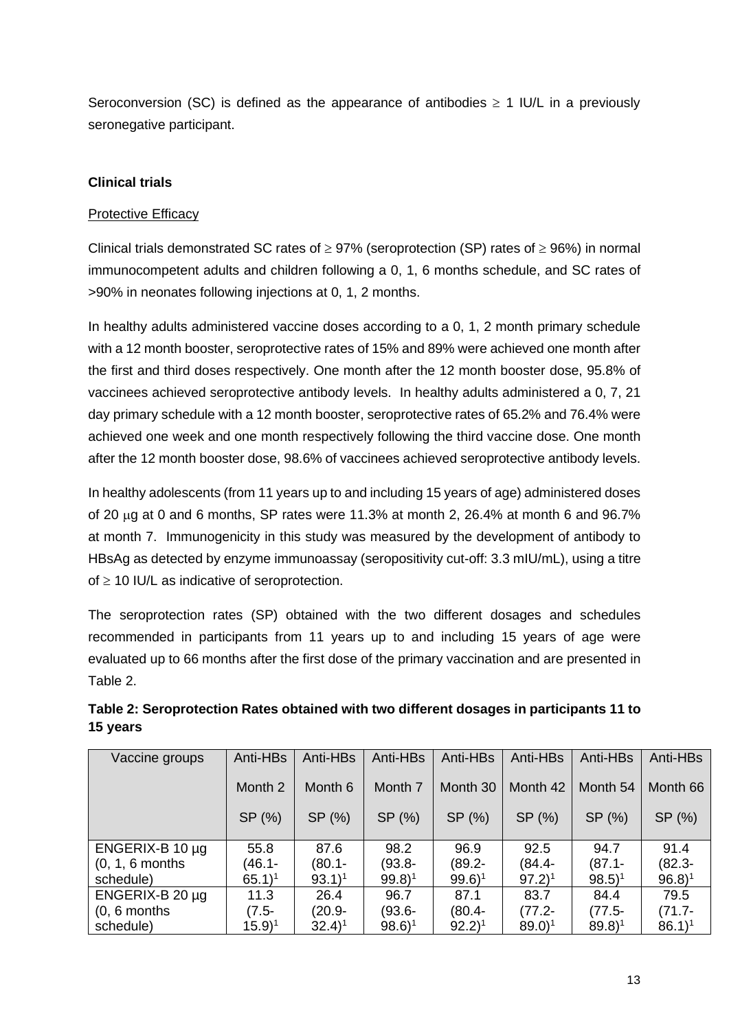Seroconversion (SC) is defined as the appearance of antibodies $\geq$ 1 IU/L in a previously seronegative participant.

**Clinical trials**

Protective Efficacy

Clinical trials demonstrated SC rates of $\geq$ 97% (seroprotection (SP) rates of $\geq$ 96%) in normal immunocompetent adults and children following a 0, 1, 6 months schedule, and SC rates of >90% in neonates following injections at 0, 1, 2 months.

In healthy adults administered vaccine doses according to a 0, 1, 2 month primary schedule with a 12 month booster, seroprotective rates of 15% and 89% were achieved one month after the first and third doses respectively. One month after the 12 month booster dose, 95.8% of vaccinees achieved seroprotective antibody levels. In healthy adults administered a 0, 7, 21 day primary schedule with a 12 month booster, seroprotective rates of 65.2% and 76.4% were achieved one week and one month respectively following the third vaccine dose. One month after the 12 month booster dose, 98.6% of vaccinees achieved seroprotective antibody levels.

In healthy adolescents (from 11 years up to and including 15 years of age) administered doses of 20 μg at 0 and 6 months, SP rates were 11.3% at month 2, 26.4% at month 6 and 96.7% at month 7. Immunogenicity in this study was measured by the development of antibody to HBsAg as detected by enzyme immunoassay (seropositivity cut-off: 3.3 mIU/mL), using a titre of $\geq$ 10 IU/L as indicative of seroprotection.

The seroprotection rates (SP) obtained with the two different dosages and schedules recommended in participants from 11 years up to and including 15 years of age were evaluated up to 66 months after the first dose of the primary vaccination and are presented in Table 2.

**Table 2: Seroprotection Rates obtained with two different dosages in participants 11 to 15 years**

| Vaccine groups | Anti-HBs Month 2 SP (%) | Anti-HBs Month 6 SP (%) | Anti-HBs Month 7 SP (%) | Anti-HBs Month 30 SP (%) | Anti-HBs Month 42 SP (%) | Anti-HBs Month 54 SP (%) | Anti-HBs Month 66 SP (%) |
|---|---|---|---|---|---|---|---|
| ENGERIX-B 10 µg (0, 1, 6 months schedule) | 55.8 (46.1-65.1)[1] | 87.6 (80.1-93.1)[1] | 98.2 (93.8-99.8)[1] | 96.9 (89.2-99.6)[1] | 92.5 (84.4-97.2)[1] | 94.7 (87.1-98.5)[1] | 91.4 (82.3-96.8)[1] |
| ENGERIX-B 20 µg (0, 6 months schedule) | 11.3 (7.5-15.9)[1] | 26.4 (20.9-32.4)[1] | 96.7 (93.6-98.6)[1] | 87.1 (80.4-92.2)[1] | 83.7 (77.2-89.0)[1] | 84.4 (77.5-89.8)[1] | 79.5 (71.7-86.1)[1] |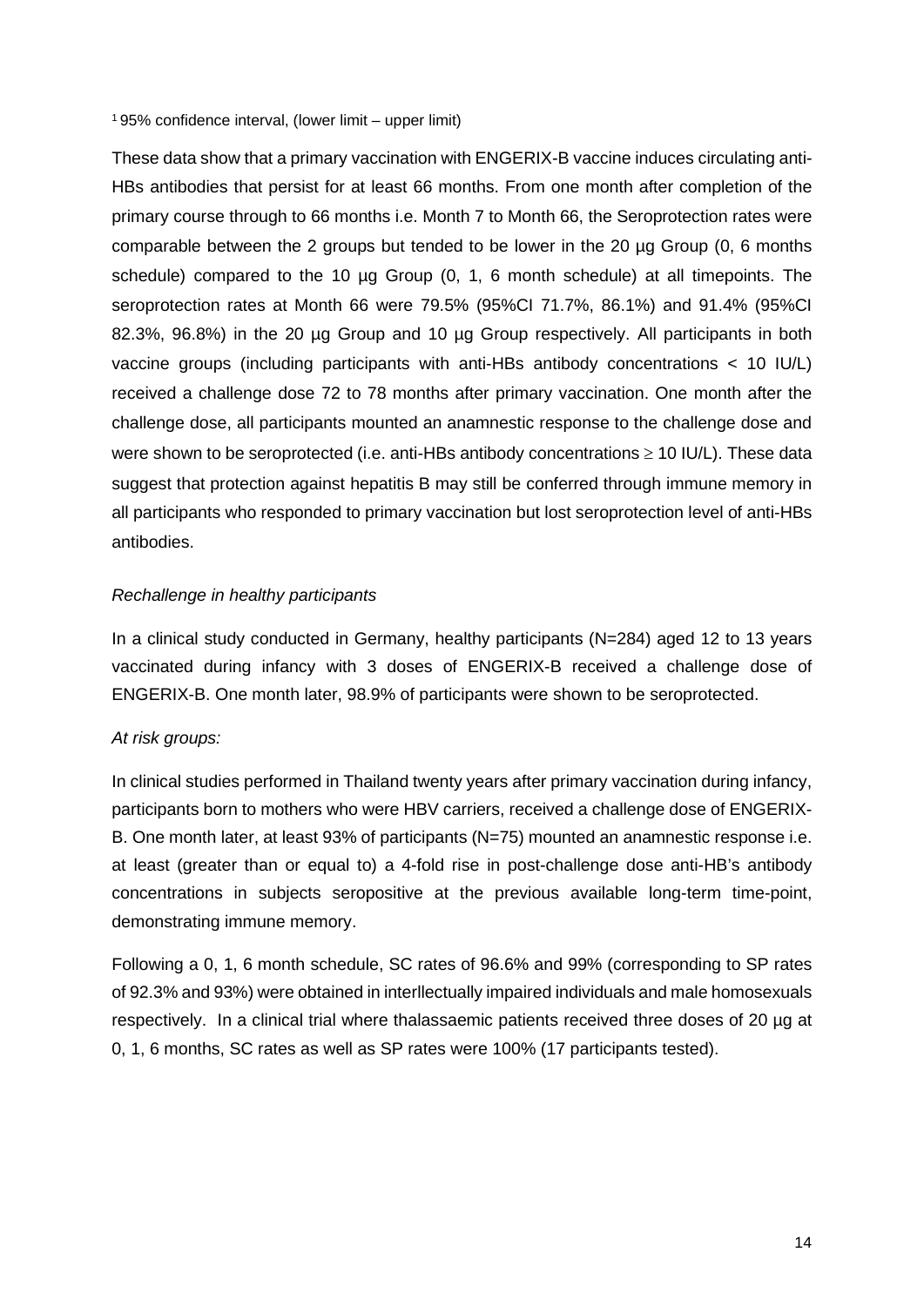[1] 95% confidence interval, (lower limit – upper limit)

These data show that a primary vaccination with ENGERIX-B vaccine induces circulating anti-HBs antibodies that persist for at least 66 months. From one month after completion of the primary course through to 66 months i.e. Month 7 to Month 66, the Seroprotection rates were comparable between the 2 groups but tended to be lower in the 20 µg Group (0, 6 months schedule) compared to the 10 µg Group (0, 1, 6 month schedule) at all timepoints. The seroprotection rates at Month 66 were 79.5% (95%CI 71.7%, 86.1%) and 91.4% (95%CI 82.3%, 96.8%) in the 20 µg Group and 10 µg Group respectively. All participants in both vaccine groups (including participants with anti-HBs antibody concentrations < 10 IU/L) received a challenge dose 72 to 78 months after primary vaccination. One month after the challenge dose, all participants mounted an anamnestic response to the challenge dose and were shown to be seroprotected (i.e. anti-HBs antibody concentrations ≥ 10 IU/L). These data suggest that protection against hepatitis B may still be conferred through immune memory in all participants who responded to primary vaccination but lost seroprotection level of anti-HBs antibodies.

*Rechallenge in healthy participants*

In a clinical study conducted in Germany, healthy participants (N=284) aged 12 to 13 years vaccinated during infancy with 3 doses of ENGERIX-B received a challenge dose of ENGERIX-B. One month later, 98.9% of participants were shown to be seroprotected.

*At risk groups:*

In clinical studies performed in Thailand twenty years after primary vaccination during infancy, participants born to mothers who were HBV carriers, received a challenge dose of ENGERIX-B. One month later, at least 93% of participants (N=75) mounted an anamnestic response i.e. at least (greater than or equal to) a 4-fold rise in post-challenge dose anti-HB's antibody concentrations in subjects seropositive at the previous available long-term time-point, demonstrating immune memory.

Following a 0, 1, 6 month schedule, SC rates of 96.6% and 99% (corresponding to SP rates of 92.3% and 93%) were obtained in interllectually impaired individuals and male homosexuals respectively. In a clinical trial where thalassaemic patients received three doses of 20 µg at 0, 1, 6 months, SC rates as well as SP rates were 100% (17 participants tested).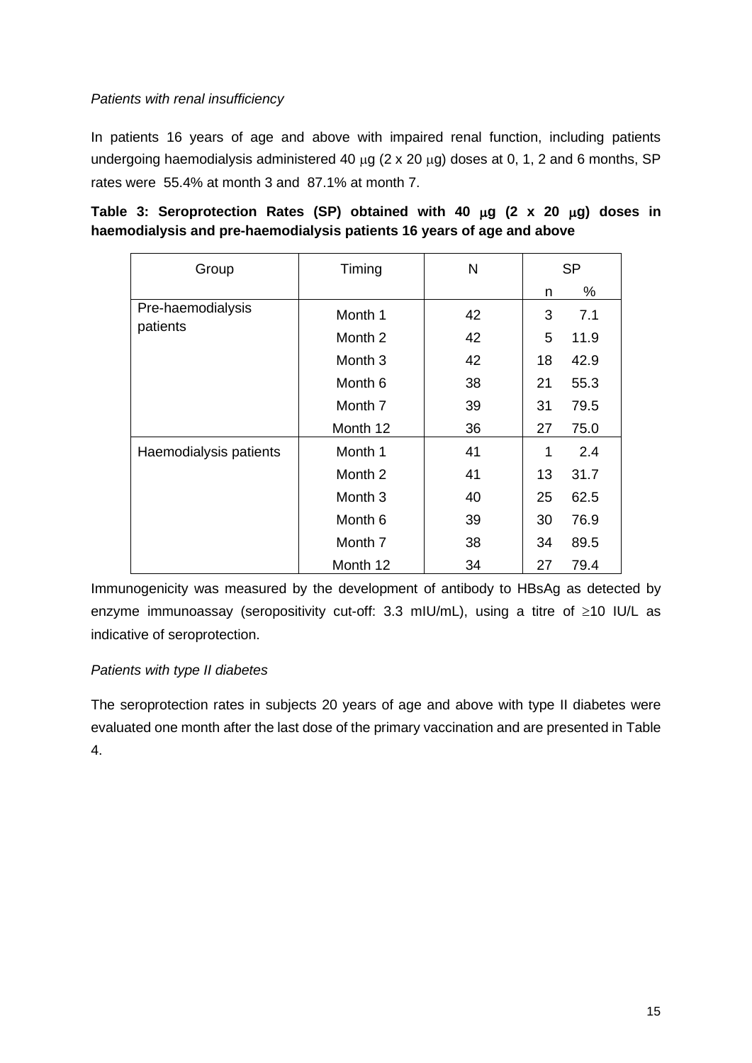*Patients with renal insufficiency*

In patients 16 years of age and above with impaired renal function, including patients undergoing haemodialysis administered 40 μg (2 x 20 μg) doses at 0, 1, 2 and 6 months, SP rates were 55.4% at month 3 and 87.1% at month 7.

**Table 3: Seroprotection Rates (SP) obtained with 40 μg (2 x 20 μg) doses in haemodialysis and pre-haemodialysis patients 16 years of age and above**

| Group | Timing | N | SP | |
|---|---|---|---|---|
| | | | n | % |
| Pre-haemodialysis patients | Month 1 | 42 | 3 | 7.1 |
| | Month 2 | 42 | 5 | 11.9 |
| | Month 3 | 42 | 18 | 42.9 |
| | Month 6 | 38 | 21 | 55.3 |
| | Month 7 | 39 | 31 | 79.5 |
| | Month 12 | 36 | 27 | 75.0 |
| Haemodialysis patients | Month 1 | 41 | 1 | 2.4 |
| | Month 2 | 41 | 13 | 31.7 |
| | Month 3 | 40 | 25 | 62.5 |
| | Month 6 | 39 | 30 | 76.9 |
| | Month 7 | 38 | 34 | 89.5 |
| | Month 12 | 34 | 27 | 79.4 |

Immunogenicity was measured by the development of antibody to HBsAg as detected by enzyme immunoassay (seropositivity cut-off: 3.3 mIU/mL), using a titre of ≥10 IU/L as indicative of seroprotection.

*Patients with type II diabetes*

The seroprotection rates in subjects 20 years of age and above with type II diabetes were evaluated one month after the last dose of the primary vaccination and are presented in Table 4.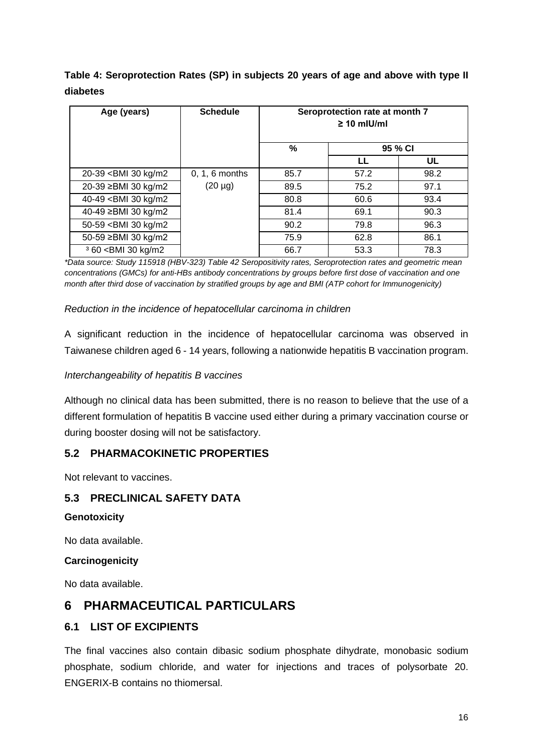**Table 4: Seroprotection Rates (SP) in subjects 20 years of age and above with type II diabetes**

| Age (years) | Schedule | Seroprotection rate at month 7 ≥ 10 mIU/ml | | |
|---|---|---|---|---|
| | | % | 95 % CI | |
| | | | LL | UL |
| 20-39 <BMI 30 kg/m2 | 0, 1, 6 months (20 µg) | 85.7 | 57.2 | 98.2 |
| 20-39 ≥BMI 30 kg/m2 | | 89.5 | 75.2 | 97.1 |
| 40-49 <BMI 30 kg/m2 | | 80.8 | 60.6 | 93.4 |
| 40-49 ≥BMI 30 kg/m2 | | 81.4 | 69.1 | 90.3 |
| 50-59 <BMI 30 kg/m2 | | 90.2 | 79.8 | 96.3 |
| 50-59 ≥BMI 30 kg/m2 | | 75.9 | 62.8 | 86.1 |
| ³ 60 <BMI 30 kg/m2 | | 66.7 | 53.3 | 78.3 |

*\*Data source: Study 115918 (HBV-323) Table 42 Seropositivity rates, Seroprotection rates and geometric mean concentrations (GMCs) for anti-HBs antibody concentrations by groups before first dose of vaccination and one month after third dose of vaccination by stratified groups by age and BMI (ATP cohort for Immunogenicity)*

*Reduction in the incidence of hepatocellular carcinoma in children*

A significant reduction in the incidence of hepatocellular carcinoma was observed in Taiwanese children aged 6 - 14 years, following a nationwide hepatitis B vaccination program.

*Interchangeability of hepatitis B vaccines*

Although no clinical data has been submitted, there is no reason to believe that the use of a different formulation of hepatitis B vaccine used either during a primary vaccination course or during booster dosing will not be satisfactory.

## 5.2 PHARMACOKINETIC PROPERTIES

Not relevant to vaccines.

## 5.3 PRECLINICAL SAFETY DATA

**Genotoxicity**

No data available.

**Carcinogenicity**

No data available.

# 6 PHARMACEUTICAL PARTICULARS

## 6.1 LIST OF EXCIPIENTS

The final vaccines also contain dibasic sodium phosphate dihydrate, monobasic sodium phosphate, sodium chloride, and water for injections and traces of polysorbate 20. ENGERIX-B contains no thiomersal.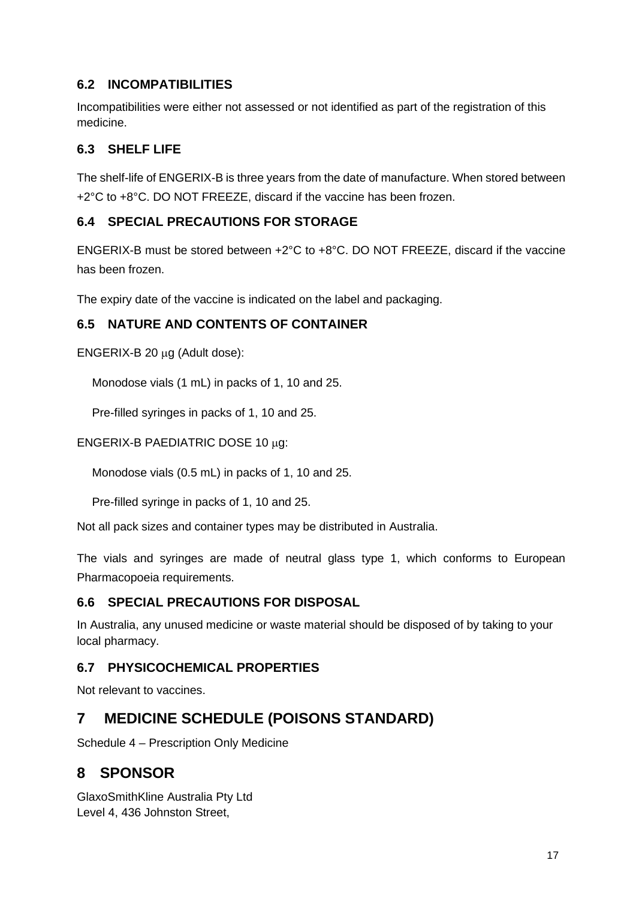### 6.2 INCOMPATIBILITIES

Incompatibilities were either not assessed or not identified as part of the registration of this medicine.

### 6.3 SHELF LIFE

The shelf-life of ENGERIX-B is three years from the date of manufacture. When stored between +2°C to +8°C. DO NOT FREEZE, discard if the vaccine has been frozen.

### 6.4 SPECIAL PRECAUTIONS FOR STORAGE

ENGERIX-B must be stored between +2°C to +8°C. DO NOT FREEZE, discard if the vaccine has been frozen.

The expiry date of the vaccine is indicated on the label and packaging.

### 6.5 NATURE AND CONTENTS OF CONTAINER

ENGERIX-B 20 μg (Adult dose):

Monodose vials (1 mL) in packs of 1, 10 and 25.

Pre-filled syringes in packs of 1, 10 and 25.

ENGERIX-B PAEDIATRIC DOSE 10 μg:

Monodose vials (0.5 mL) in packs of 1, 10 and 25.

Pre-filled syringe in packs of 1, 10 and 25.

Not all pack sizes and container types may be distributed in Australia.

The vials and syringes are made of neutral glass type 1, which conforms to European Pharmacopoeia requirements.

### 6.6 SPECIAL PRECAUTIONS FOR DISPOSAL

In Australia, any unused medicine or waste material should be disposed of by taking to your local pharmacy.

### 6.7 PHYSICOCHEMICAL PROPERTIES

Not relevant to vaccines.

## 7 MEDICINE SCHEDULE (POISONS STANDARD)

Schedule 4 – Prescription Only Medicine

## 8 SPONSOR

GlaxoSmithKline Australia Pty Ltd
Level 4, 436 Johnston Street,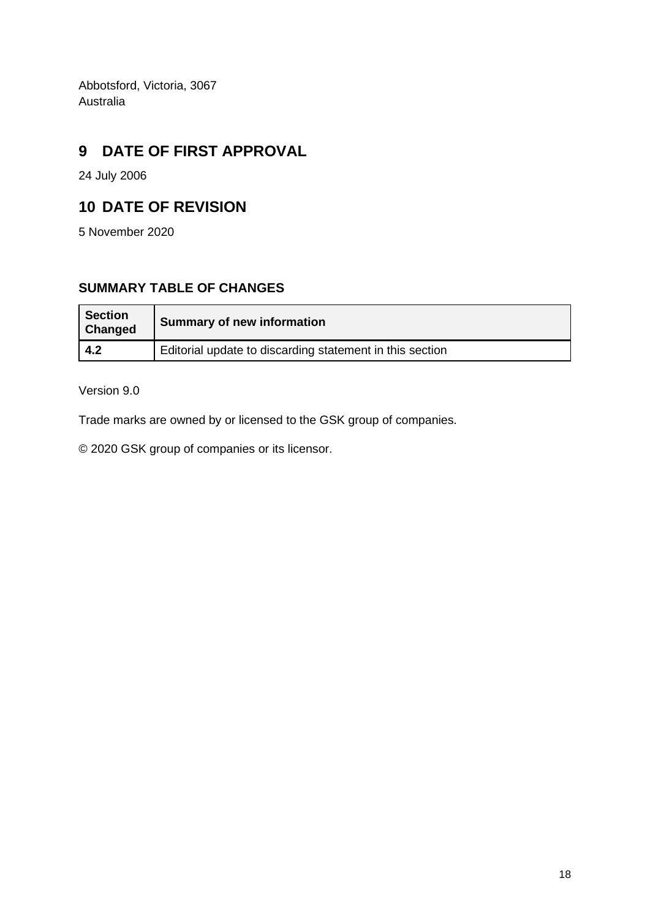Abbotsford, Victoria, 3067
Australia

# 9 DATE OF FIRST APPROVAL

24 July 2006

# 10 DATE OF REVISION

5 November 2020

**SUMMARY TABLE OF CHANGES**

| Section Changed | Summary of new information |
|---|---|
| **4.2** | Editorial update to discarding statement in this section |

Version 9.0

Trade marks are owned by or licensed to the GSK group of companies.

© 2020 GSK group of companies or its licensor.